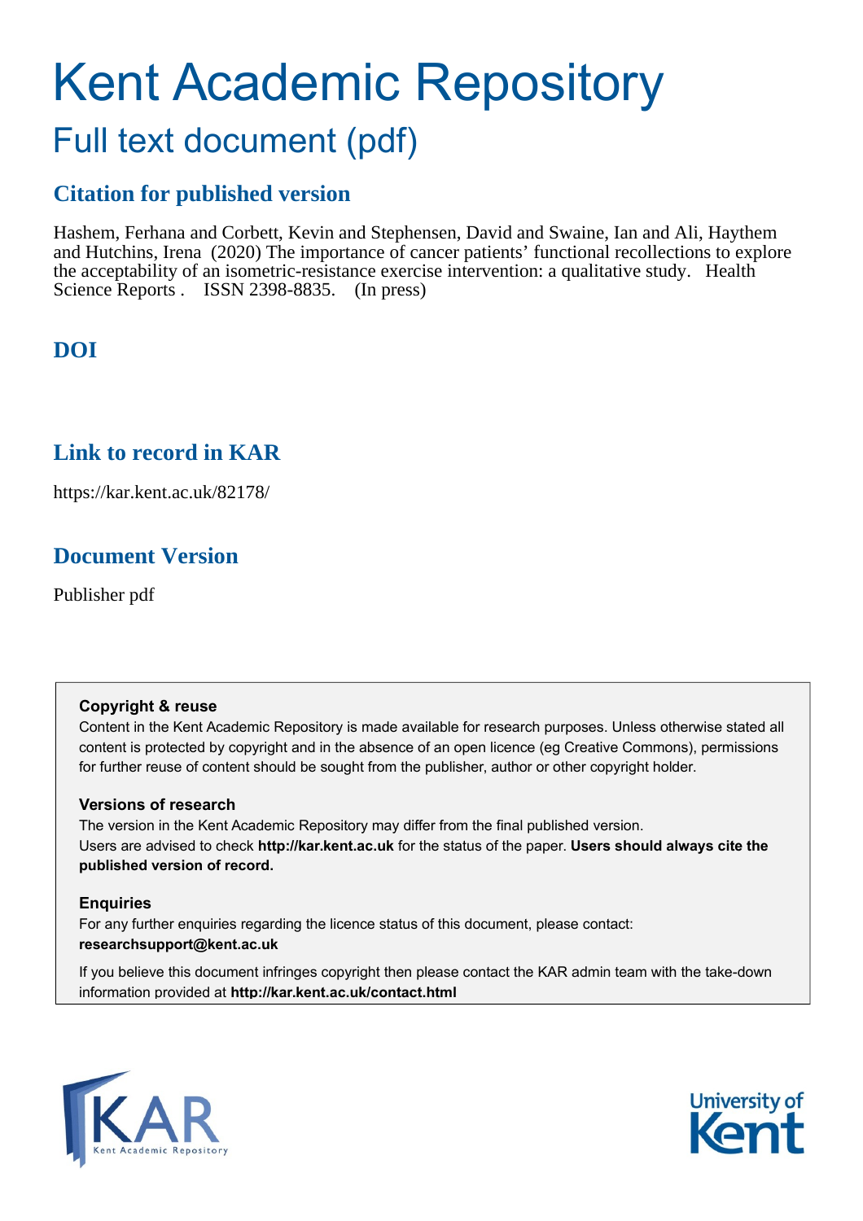# Kent Academic Repository

## Full text document (pdf)

## Citation for published version

Hashem, Ferhana and Corbett, Kevin and Stephensen, David and Swaine, Ian and Ali, Haythem and Hutchins, Irena (2020) The importance of cancer patients' functional recollections to explore the acceptability of an isometric-resistance exercise intervention: a qualitative study. Health Science Reports . ISSN 2398-8835. (In press)

## DOI

## Link to record in KAR

https://kar.kent.ac.uk/82178/

## Document Version

Publisher pdf

**Copyright & reuse**

Content in the Kent Academic Repository is made available for research purposes. Unless otherwise stated all content is protected by copyright and in the absence of an open licence (eg Creative Commons), permissions for further reuse of content should be sought from the publisher, author or other copyright holder.

**Versions of research**

The version in the Kent Academic Repository may differ from the final published version. Users are advised to check **http://kar.kent.ac.uk** for the status of the paper. **Users should always cite the published version of record.**

**Enquiries**

For any further enquiries regarding the licence status of this document, please contact: **researchsupport@kent.ac.uk**

If you believe this document infringes copyright then please contact the KAR admin team with the take-down information provided at **http://kar.kent.ac.uk/contact.html**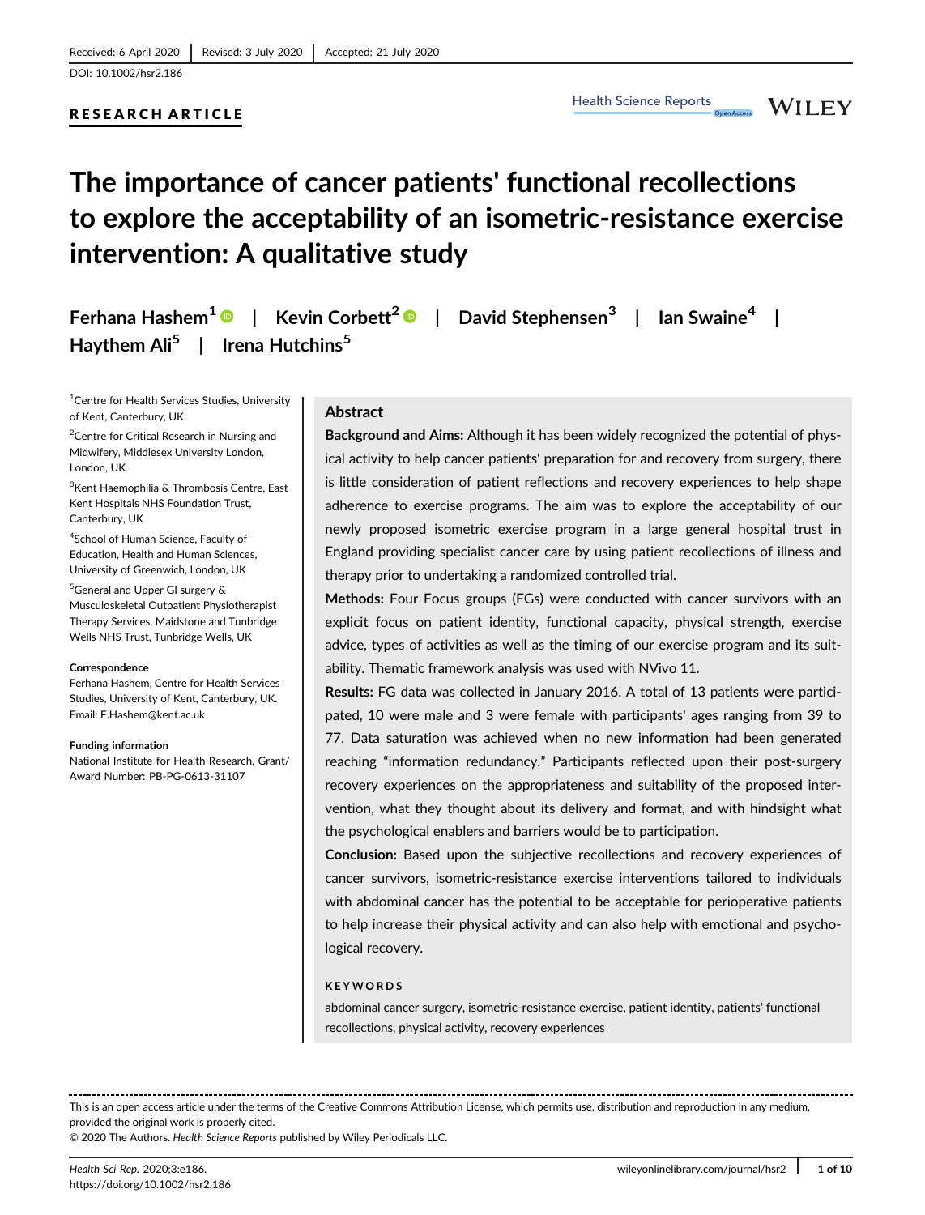Received: 6 April 2020 | Revised: 3 July 2020 | Accepted: 21 July 2020

DOI: 10.1002/hsr2.186

RESEARCH ARTICLE

# The importance of cancer patients' functional recollections to explore the acceptability of an isometric-resistance exercise intervention: A qualitative study

**Ferhana Hashem[1] | Kevin Corbett[2] | David Stephensen[3] | Ian Swaine[4] | Haythem Ali[5] | Irena Hutchins[5]**

[1]Centre for Health Services Studies, University of Kent, Canterbury, UK

[2]Centre for Critical Research in Nursing and Midwifery, Middlesex University London, London, UK

[3]Kent Haemophilia & Thrombosis Centre, East Kent Hospitals NHS Foundation Trust, Canterbury, UK

[4]School of Human Science, Faculty of Education, Health and Human Sciences, University of Greenwich, London, UK

[5]General and Upper GI surgery & Musculoskeletal Outpatient Physiotherapist Therapy Services, Maidstone and Tunbridge Wells NHS Trust, Tunbridge Wells, UK

**Correspondence**
Ferhana Hashem, Centre for Health Services Studies, University of Kent, Canterbury, UK.
Email: F.Hashem@kent.ac.uk

**Funding information**
National Institute for Health Research, Grant/Award Number: PB-PG-0613-31107

## Abstract

**Background and Aims:** Although it has been widely recognized the potential of physical activity to help cancer patients' preparation for and recovery from surgery, there is little consideration of patient reflections and recovery experiences to help shape adherence to exercise programs. The aim was to explore the acceptability of our newly proposed isometric exercise program in a large general hospital trust in England providing specialist cancer care by using patient recollections of illness and therapy prior to undertaking a randomized controlled trial.

**Methods:** Four Focus groups (FGs) were conducted with cancer survivors with an explicit focus on patient identity, functional capacity, physical strength, exercise advice, types of activities as well as the timing of our exercise program and its suitability. Thematic framework analysis was used with NVivo 11.

**Results:** FG data was collected in January 2016. A total of 13 patients were participated, 10 were male and 3 were female with participants' ages ranging from 39 to 77. Data saturation was achieved when no new information had been generated reaching "information redundancy." Participants reflected upon their post-surgery recovery experiences on the appropriateness and suitability of the proposed intervention, what they thought about its delivery and format, and with hindsight what the psychological enablers and barriers would be to participation.

**Conclusion:** Based upon the subjective recollections and recovery experiences of cancer survivors, isometric-resistance exercise interventions tailored to individuals with abdominal cancer has the potential to be acceptable for perioperative patients to help increase their physical activity and can also help with emotional and psychological recovery.

**KEYWORDS**

abdominal cancer surgery, isometric-resistance exercise, patient identity, patients' functional recollections, physical activity, recovery experiences

---

This is an open access article under the terms of the Creative Commons Attribution License, which permits use, distribution and reproduction in any medium, provided the original work is properly cited.

© 2020 The Authors. *Health Science Reports* published by Wiley Periodicals LLC.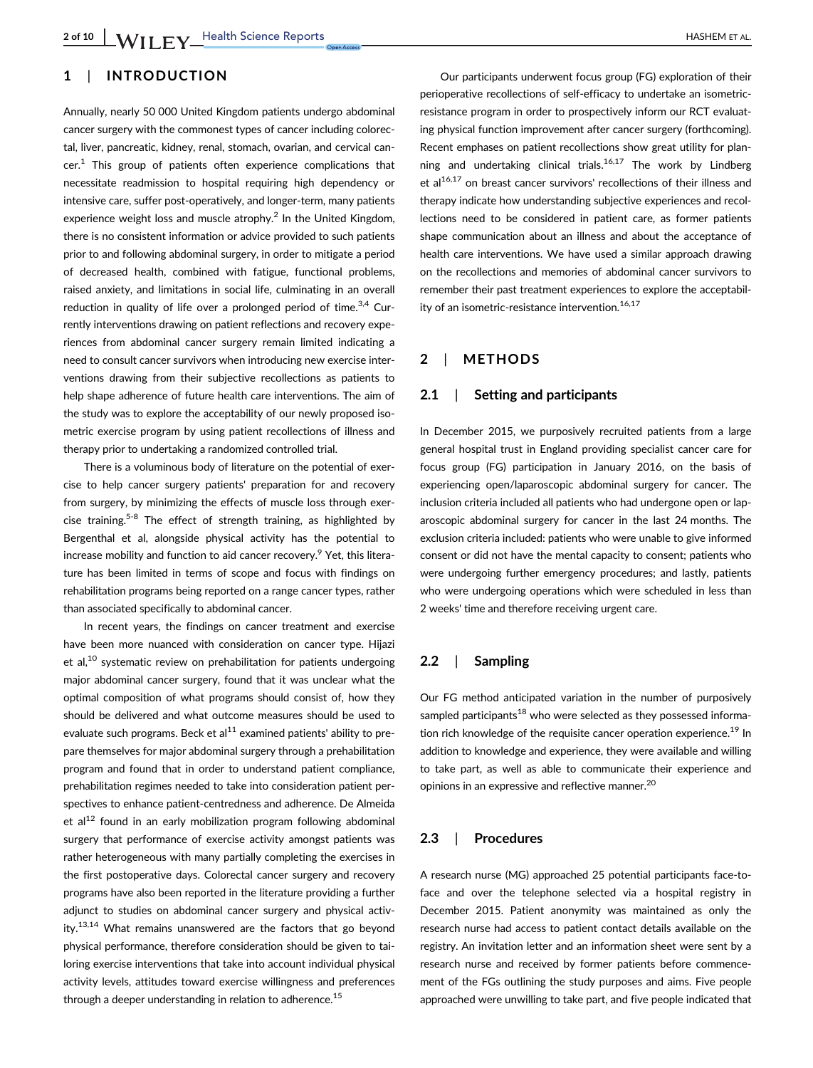## 1 | INTRODUCTION

Annually, nearly 50 000 United Kingdom patients undergo abdominal cancer surgery with the commonest types of cancer including colorectal, liver, pancreatic, kidney, renal, stomach, ovarian, and cervical cancer.[1] This group of patients often experience complications that necessitate readmission to hospital requiring high dependency or intensive care, suffer post-operatively, and longer-term, many patients experience weight loss and muscle atrophy.[2] In the United Kingdom, there is no consistent information or advice provided to such patients prior to and following abdominal surgery, in order to mitigate a period of decreased health, combined with fatigue, functional problems, raised anxiety, and limitations in social life, culminating in an overall reduction in quality of life over a prolonged period of time.[3,4] Currently interventions drawing on patient reflections and recovery experiences from abdominal cancer surgery remain limited indicating a need to consult cancer survivors when introducing new exercise interventions drawing from their subjective recollections as patients to help shape adherence of future health care interventions. The aim of the study was to explore the acceptability of our newly proposed isometric exercise program by using patient recollections of illness and therapy prior to undertaking a randomized controlled trial.

There is a voluminous body of literature on the potential of exercise to help cancer surgery patients' preparation for and recovery from surgery, by minimizing the effects of muscle loss through exercise training.[5-8] The effect of strength training, as highlighted by Bergenthal et al, alongside physical activity has the potential to increase mobility and function to aid cancer recovery.[9] Yet, this literature has been limited in terms of scope and focus with findings on rehabilitation programs being reported on a range cancer types, rather than associated specifically to abdominal cancer.

In recent years, the findings on cancer treatment and exercise have been more nuanced with consideration on cancer type. Hijazi et al,[10] systematic review on prehabilitation for patients undergoing major abdominal cancer surgery, found that it was unclear what the optimal composition of what programs should consist of, how they should be delivered and what outcome measures should be used to evaluate such programs. Beck et al[11] examined patients' ability to prepare themselves for major abdominal surgery through a prehabilitation program and found that in order to understand patient compliance, prehabilitation regimes needed to take into consideration patient perspectives to enhance patient-centredness and adherence. De Almeida et al[12] found in an early mobilization program following abdominal surgery that performance of exercise activity amongst patients was rather heterogeneous with many partially completing the exercises in the first postoperative days. Colorectal cancer surgery and recovery programs have also been reported in the literature providing a further adjunct to studies on abdominal cancer surgery and physical activity.[13,14] What remains unanswered are the factors that go beyond physical performance, therefore consideration should be given to tailoring exercise interventions that take into account individual physical activity levels, attitudes toward exercise willingness and preferences through a deeper understanding in relation to adherence.[15]

Our participants underwent focus group (FG) exploration of their perioperative recollections of self-efficacy to undertake an isometric-resistance program in order to prospectively inform our RCT evaluating physical function improvement after cancer surgery (forthcoming). Recent emphases on patient recollections show great utility for planning and undertaking clinical trials.[16,17] The work by Lindberg et al[16,17] on breast cancer survivors' recollections of their illness and therapy indicate how understanding subjective experiences and recollections need to be considered in patient care, as former patients shape communication about an illness and about the acceptance of health care interventions. We have used a similar approach drawing on the recollections and memories of abdominal cancer survivors to remember their past treatment experiences to explore the acceptability of an isometric-resistance intervention.[16,17]

## 2 | METHODS

### 2.1 | Setting and participants

In December 2015, we purposively recruited patients from a large general hospital trust in England providing specialist cancer care for focus group (FG) participation in January 2016, on the basis of experiencing open/laparoscopic abdominal surgery for cancer. The inclusion criteria included all patients who had undergone open or laparoscopic abdominal surgery for cancer in the last 24 months. The exclusion criteria included: patients who were unable to give informed consent or did not have the mental capacity to consent; patients who were undergoing further emergency procedures; and lastly, patients who were undergoing operations which were scheduled in less than 2 weeks' time and therefore receiving urgent care.

### 2.2 | Sampling

Our FG method anticipated variation in the number of purposively sampled participants[18] who were selected as they possessed information rich knowledge of the requisite cancer operation experience.[19] In addition to knowledge and experience, they were available and willing to take part, as well as able to communicate their experience and opinions in an expressive and reflective manner.[20]

### 2.3 | Procedures

A research nurse (MG) approached 25 potential participants face-to-face and over the telephone selected via a hospital registry in December 2015. Patient anonymity was maintained as only the research nurse had access to patient contact details available on the registry. An invitation letter and an information sheet were sent by a research nurse and received by former patients before commencement of the FGs outlining the study purposes and aims. Five people approached were unwilling to take part, and five people indicated that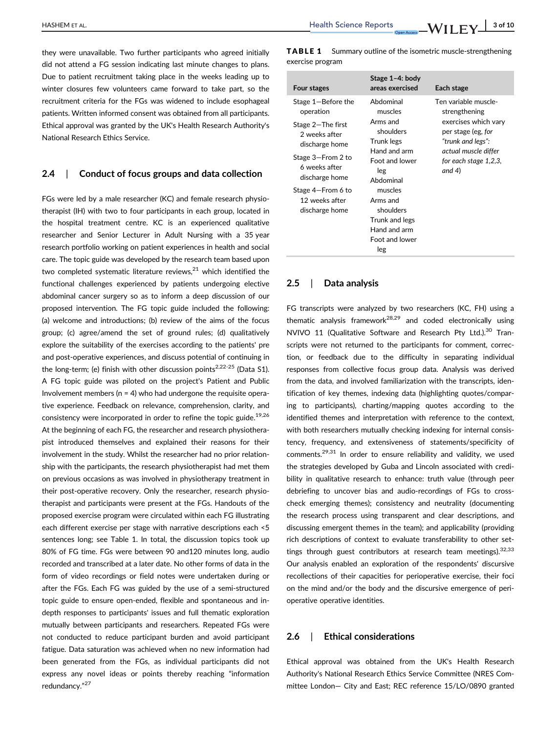they were unavailable. Two further participants who agreed initially did not attend a FG session indicating last minute changes to plans. Due to patient recruitment taking place in the weeks leading up to winter closures few volunteers came forward to take part, so the recruitment criteria for the FGs was widened to include esophageal patients. Written informed consent was obtained from all participants. Ethical approval was granted by the UK's Health Research Authority's National Research Ethics Service.

## 2.4 | Conduct of focus groups and data collection

FGs were led by a male researcher (KC) and female research physiotherapist (IH) with two to four participants in each group, located in the hospital treatment centre. KC is an experienced qualitative researcher and Senior Lecturer in Adult Nursing with a 35 year research portfolio working on patient experiences in health and social care. The topic guide was developed by the research team based upon two completed systematic literature reviews,[21] which identified the functional challenges experienced by patients undergoing elective abdominal cancer surgery so as to inform a deep discussion of our proposed intervention. The FG topic guide included the following: (a) welcome and introductions; (b) review of the aims of the focus group; (c) agree/amend the set of ground rules; (d) qualitatively explore the suitability of the exercises according to the patients' pre and post-operative experiences, and discuss potential of continuing in the long-term; (e) finish with other discussion points[2,22-25] (Data S1). A FG topic guide was piloted on the project's Patient and Public Involvement members (n = 4) who had undergone the requisite operative experience. Feedback on relevance, comprehension, clarity, and consistency were incorporated in order to refine the topic guide.[19,26] At the beginning of each FG, the researcher and research physiotherapist introduced themselves and explained their reasons for their involvement in the study. Whilst the researcher had no prior relationship with the participants, the research physiotherapist had met them on previous occasions as was involved in physiotherapy treatment in their post-operative recovery. Only the researcher, research physiotherapist and participants were present at the FGs. Handouts of the proposed exercise program were circulated within each FG illustrating each different exercise per stage with narrative descriptions each <5 sentences long; see Table 1. In total, the discussion topics took up 80% of FG time. FGs were between 90 and120 minutes long, audio recorded and transcribed at a later date. No other forms of data in the form of video recordings or field notes were undertaken during or after the FGs. Each FG was guided by the use of a semi-structured topic guide to ensure open-ended, flexible and spontaneous and in-depth responses to participants' issues and full thematic exploration mutually between participants and researchers. Repeated FGs were not conducted to reduce participant burden and avoid participant fatigue. Data saturation was achieved when no new information had been generated from the FGs, as individual participants did not express any novel ideas or points thereby reaching "information redundancy."[27]

**TABLE 1** Summary outline of the isometric muscle-strengthening exercise program

| Four stages | Stage 1–4: body areas exercised | Each stage |
|---|---|---|
| Stage 1—Before the operation<br>Stage 2—The first 2 weeks after discharge home<br>Stage 3—From 2 to 6 weeks after discharge home<br>Stage 4—From 6 to 12 weeks after discharge home | Abdominal muscles<br>Arms and shoulders<br>Trunk legs<br>Hand and arm<br>Foot and lower leg<br>Abdominal muscles<br>Arms and shoulders<br>Trunk and legs<br>Hand and arm<br>Foot and lower leg | Ten variable muscle-strengthening exercises which vary per stage (eg, *for "trunk and legs": actual muscle differ for each stage 1,2,3, and 4*) |

## 2.5 | Data analysis

FG transcripts were analyzed by two researchers (KC, FH) using a thematic analysis framework[28,29] and coded electronically using NVIVO 11 (Qualitative Software and Research Pty Ltd.).[30] Transcripts were not returned to the participants for comment, correction, or feedback due to the difficulty in separating individual responses from collective focus group data. Analysis was derived from the data, and involved familiarization with the transcripts, identification of key themes, indexing data (highlighting quotes/comparing to participants), charting/mapping quotes according to the identified themes and interpretation with reference to the context, with both researchers mutually checking indexing for internal consistency, frequency, and extensiveness of statements/specificity of comments.[29,31] In order to ensure reliability and validity, we used the strategies developed by Guba and Lincoln associated with credibility in qualitative research to enhance: truth value (through peer debriefing to uncover bias and audio-recordings of FGs to cross-check emerging themes); consistency and neutrality (documenting the research process using transparent and clear descriptions, and discussing emergent themes in the team); and applicability (providing rich descriptions of context to evaluate transferability to other settings through guest contributors at research team meetings).[32,33] Our analysis enabled an exploration of the respondents' discursive recollections of their capacities for perioperative exercise, their foci on the mind and/or the body and the discursive emergence of perioperative operative identities.

## 2.6 | Ethical considerations

Ethical approval was obtained from the UK's Health Research Authority's National Research Ethics Service Committee (NRES Committee London— City and East; REC reference 15/LO/0890 granted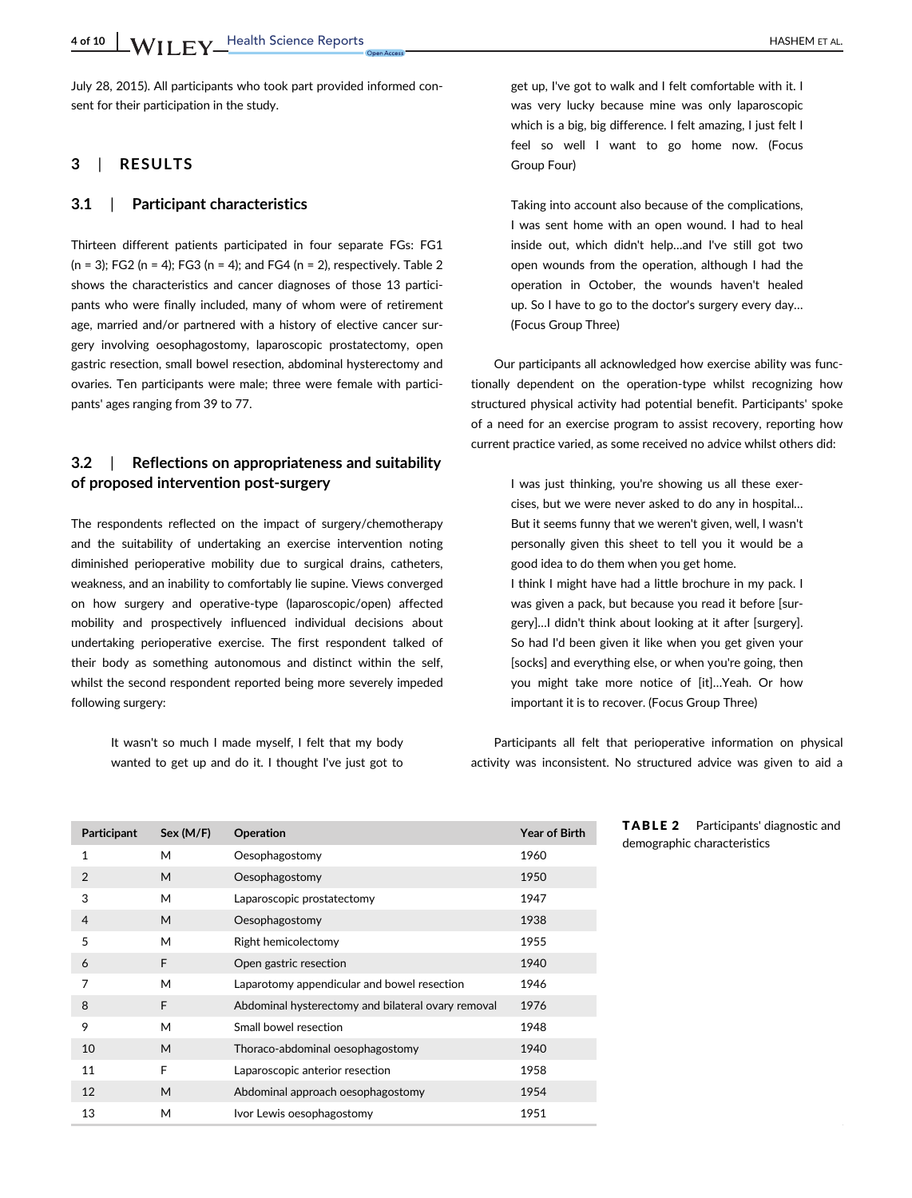July 28, 2015). All participants who took part provided informed consent for their participation in the study.

## 3 | RESULTS

### 3.1 | Participant characteristics

Thirteen different patients participated in four separate FGs: FG1 (n = 3); FG2 (n = 4); FG3 (n = 4); and FG4 (n = 2), respectively. Table 2 shows the characteristics and cancer diagnoses of those 13 participants who were finally included, many of whom were of retirement age, married and/or partnered with a history of elective cancer surgery involving oesophagostomy, laparoscopic prostatectomy, open gastric resection, small bowel resection, abdominal hysterectomy and ovaries. Ten participants were male; three were female with participants' ages ranging from 39 to 77.

### 3.2 | Reflections on appropriateness and suitability of proposed intervention post-surgery

The respondents reflected on the impact of surgery/chemotherapy and the suitability of undertaking an exercise intervention noting diminished perioperative mobility due to surgical drains, catheters, weakness, and an inability to comfortably lie supine. Views converged on how surgery and operative-type (laparoscopic/open) affected mobility and prospectively influenced individual decisions about undertaking perioperative exercise. The first respondent talked of their body as something autonomous and distinct within the self, whilst the second respondent reported being more severely impeded following surgery:

> It wasn't so much I made myself, I felt that my body wanted to get up and do it. I thought I've just got to get up, I've got to walk and I felt comfortable with it. I was very lucky because mine was only laparoscopic which is a big, big difference. I felt amazing, I just felt I feel so well I want to go home now. (Focus Group Four)

> Taking into account also because of the complications, I was sent home with an open wound. I had to heal inside out, which didn't help…and I've still got two open wounds from the operation, although I had the operation in October, the wounds haven't healed up. So I have to go to the doctor's surgery every day… (Focus Group Three)

Our participants all acknowledged how exercise ability was functionally dependent on the operation-type whilst recognizing how structured physical activity had potential benefit. Participants' spoke of a need for an exercise program to assist recovery, reporting how current practice varied, as some received no advice whilst others did:

> I was just thinking, you're showing us all these exercises, but we were never asked to do any in hospital… But it seems funny that we weren't given, well, I wasn't personally given this sheet to tell you it would be a good idea to do them when you get home.
> I think I might have had a little brochure in my pack. I was given a pack, but because you read it before [surgery]…I didn't think about looking at it after [surgery]. So had I'd been given it like when you get given your [socks] and everything else, or when you're going, then you might take more notice of [it]…Yeah. Or how important it is to recover. (Focus Group Three)

Participants all felt that perioperative information on physical activity was inconsistent. No structured advice was given to aid a

**TABLE 2** Participants' diagnostic and demographic characteristics

| Participant | Sex (M/F) | Operation | Year of Birth |
|---|---|---|---|
| 1 | M | Oesophagostomy | 1960 |
| 2 | M | Oesophagostomy | 1950 |
| 3 | M | Laparoscopic prostatectomy | 1947 |
| 4 | M | Oesophagostomy | 1938 |
| 5 | M | Right hemicolectomy | 1955 |
| 6 | F | Open gastric resection | 1940 |
| 7 | M | Laparotomy appendicular and bowel resection | 1946 |
| 8 | F | Abdominal hysterectomy and bilateral ovary removal | 1976 |
| 9 | M | Small bowel resection | 1948 |
| 10 | M | Thoraco-abdominal oesophagostomy | 1940 |
| 11 | F | Laparoscopic anterior resection | 1958 |
| 12 | M | Abdominal approach oesophagostomy | 1954 |
| 13 | M | Ivor Lewis oesophagostomy | 1951 |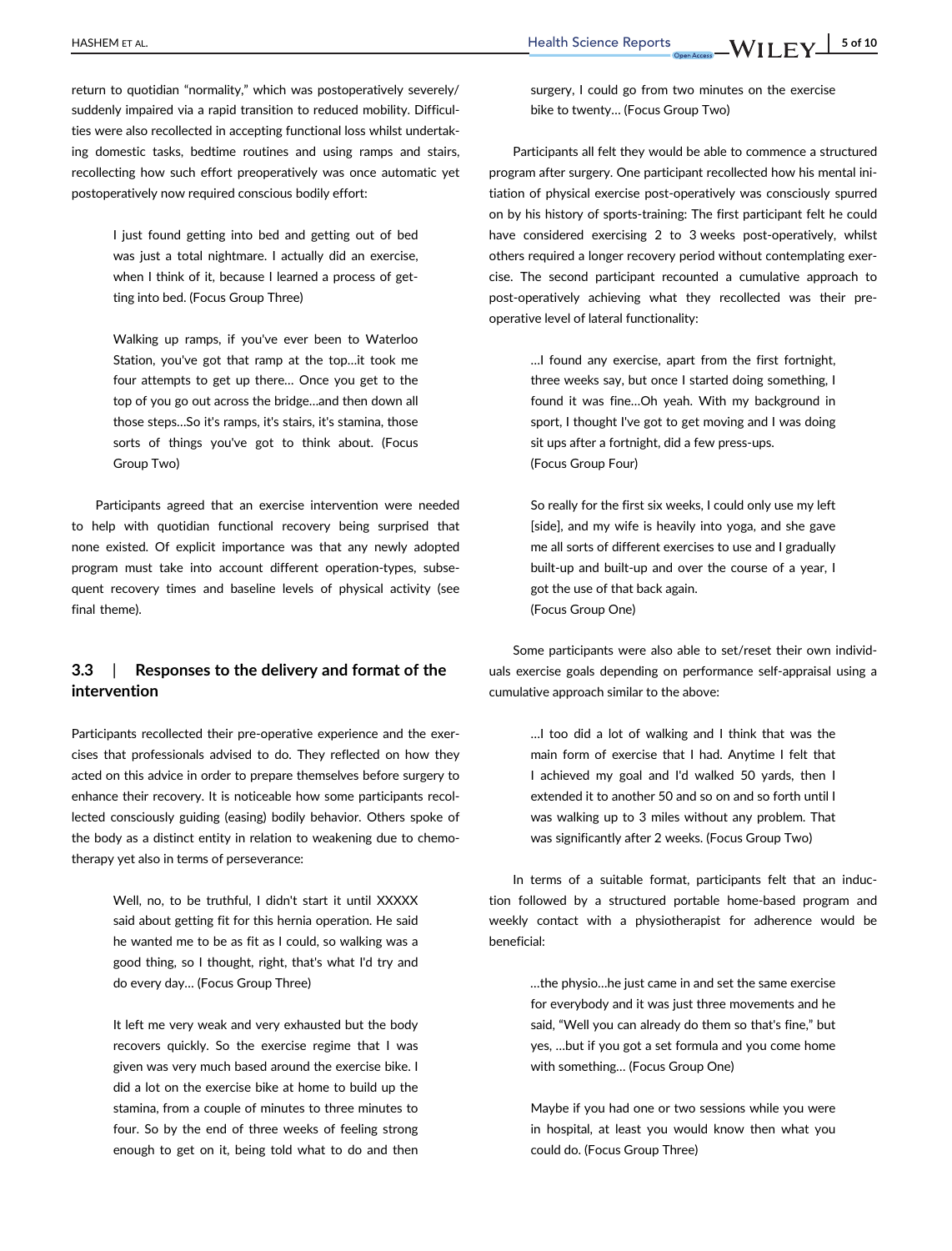return to quotidian "normality," which was postoperatively severely/suddenly impaired via a rapid transition to reduced mobility. Difficulties were also recollected in accepting functional loss whilst undertaking domestic tasks, bedtime routines and using ramps and stairs, recollecting how such effort preoperatively was once automatic yet postoperatively now required conscious bodily effort:

> I just found getting into bed and getting out of bed was just a total nightmare. I actually did an exercise, when I think of it, because I learned a process of getting into bed. (Focus Group Three)

> Walking up ramps, if you've ever been to Waterloo Station, you've got that ramp at the top…it took me four attempts to get up there… Once you get to the top of you go out across the bridge…and then down all those steps…So it's ramps, it's stairs, it's stamina, those sorts of things you've got to think about. (Focus Group Two)

Participants agreed that an exercise intervention were needed to help with quotidian functional recovery being surprised that none existed. Of explicit importance was that any newly adopted program must take into account different operation-types, subsequent recovery times and baseline levels of physical activity (see final theme).

## 3.3 | Responses to the delivery and format of the intervention

Participants recollected their pre-operative experience and the exercises that professionals advised to do. They reflected on how they acted on this advice in order to prepare themselves before surgery to enhance their recovery. It is noticeable how some participants recollected consciously guiding (easing) bodily behavior. Others spoke of the body as a distinct entity in relation to weakening due to chemotherapy yet also in terms of perseverance:

> Well, no, to be truthful, I didn't start it until XXXXX said about getting fit for this hernia operation. He said he wanted me to be as fit as I could, so walking was a good thing, so I thought, right, that's what I'd try and do every day… (Focus Group Three)

> It left me very weak and very exhausted but the body recovers quickly. So the exercise regime that I was given was very much based around the exercise bike. I did a lot on the exercise bike at home to build up the stamina, from a couple of minutes to three minutes to four. So by the end of three weeks of feeling strong enough to get on it, being told what to do and then surgery, I could go from two minutes on the exercise bike to twenty… (Focus Group Two)

Participants all felt they would be able to commence a structured program after surgery. One participant recollected how his mental initiation of physical exercise post-operatively was consciously spurred on by his history of sports-training: The first participant felt he could have considered exercising 2 to 3 weeks post-operatively, whilst others required a longer recovery period without contemplating exercise. The second participant recounted a cumulative approach to post-operatively achieving what they recollected was their pre-operative level of lateral functionality:

> …I found any exercise, apart from the first fortnight, three weeks say, but once I started doing something, I found it was fine…Oh yeah. With my background in sport, I thought I've got to get moving and I was doing sit ups after a fortnight, did a few press-ups.
> (Focus Group Four)

> So really for the first six weeks, I could only use my left [side], and my wife is heavily into yoga, and she gave me all sorts of different exercises to use and I gradually built-up and built-up and over the course of a year, I got the use of that back again.
> (Focus Group One)

Some participants were also able to set/reset their own individuals exercise goals depending on performance self-appraisal using a cumulative approach similar to the above:

> …I too did a lot of walking and I think that was the main form of exercise that I had. Anytime I felt that I achieved my goal and I'd walked 50 yards, then I extended it to another 50 and so on and so forth until I was walking up to 3 miles without any problem. That was significantly after 2 weeks. (Focus Group Two)

In terms of a suitable format, participants felt that an induction followed by a structured portable home-based program and weekly contact with a physiotherapist for adherence would be beneficial:

> …the physio…he just came in and set the same exercise for everybody and it was just three movements and he said, "Well you can already do them so that's fine," but yes, …but if you got a set formula and you come home with something… (Focus Group One)

> Maybe if you had one or two sessions while you were in hospital, at least you would know then what you could do. (Focus Group Three)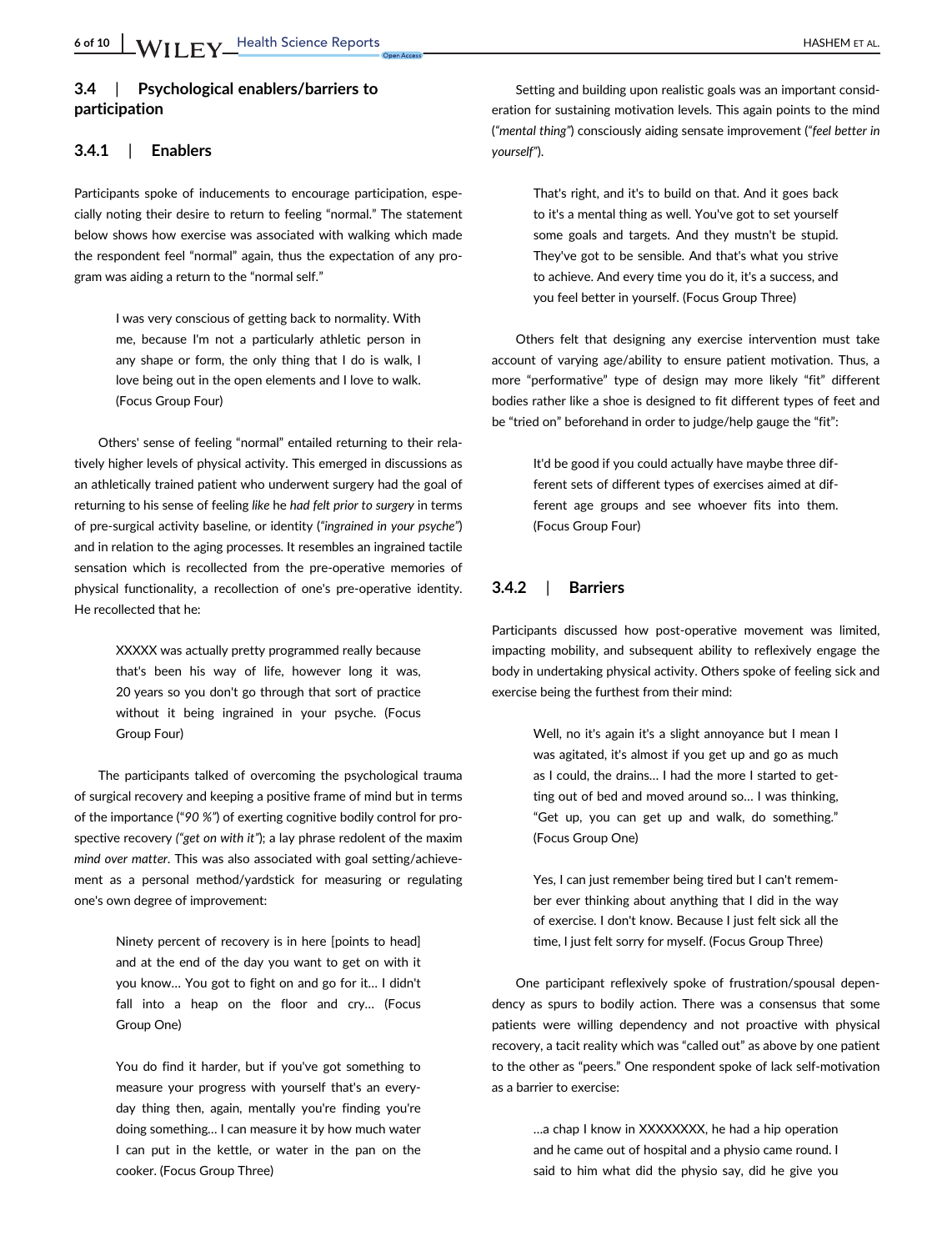### 3.4 | Psychological enablers/barriers to participation

#### 3.4.1 | Enablers

Participants spoke of inducements to encourage participation, especially noting their desire to return to feeling "normal." The statement below shows how exercise was associated with walking which made the respondent feel "normal" again, thus the expectation of any program was aiding a return to the "normal self."

> I was very conscious of getting back to normality. With me, because I'm not a particularly athletic person in any shape or form, the only thing that I do is walk, I love being out in the open elements and I love to walk. (Focus Group Four)

Others' sense of feeling "normal" entailed returning to their relatively higher levels of physical activity. This emerged in discussions as an athletically trained patient who underwent surgery had the goal of returning to his sense of feeling *like* he *had felt prior to surgery* in terms of pre-surgical activity baseline, or identity (*"ingrained in your psyche"*) and in relation to the aging processes. It resembles an ingrained tactile sensation which is recollected from the pre-operative memories of physical functionality, a recollection of one's pre-operative identity. He recollected that he:

> XXXXX was actually pretty programmed really because that's been his way of life, however long it was, 20 years so you don't go through that sort of practice without it being ingrained in your psyche. (Focus Group Four)

The participants talked of overcoming the psychological trauma of surgical recovery and keeping a positive frame of mind but in terms of the importance (*"90 %"*) of exerting cognitive bodily control for prospective recovery *("get on with it")*; a lay phrase redolent of the maxim *mind over matter*. This was also associated with goal setting/achievement as a personal method/yardstick for measuring or regulating one's own degree of improvement:

> Ninety percent of recovery is in here [points to head] and at the end of the day you want to get on with it you know… You got to fight on and go for it… I didn't fall into a heap on the floor and cry… (Focus Group One)

> You do find it harder, but if you've got something to measure your progress with yourself that's an everyday thing then, again, mentally you're finding you're doing something… I can measure it by how much water I can put in the kettle, or water in the pan on the cooker. (Focus Group Three)

Setting and building upon realistic goals was an important consideration for sustaining motivation levels. This again points to the mind (*"mental thing"*) consciously aiding sensate improvement (*"feel better in yourself"*).

> That's right, and it's to build on that. And it goes back to it's a mental thing as well. You've got to set yourself some goals and targets. And they mustn't be stupid. They've got to be sensible. And that's what you strive to achieve. And every time you do it, it's a success, and you feel better in yourself. (Focus Group Three)

Others felt that designing any exercise intervention must take account of varying age/ability to ensure patient motivation. Thus, a more "performative" type of design may more likely "fit" different bodies rather like a shoe is designed to fit different types of feet and be "tried on" beforehand in order to judge/help gauge the "fit":

> It'd be good if you could actually have maybe three different sets of different types of exercises aimed at different age groups and see whoever fits into them. (Focus Group Four)

#### 3.4.2 | Barriers

Participants discussed how post-operative movement was limited, impacting mobility, and subsequent ability to reflexively engage the body in undertaking physical activity. Others spoke of feeling sick and exercise being the furthest from their mind:

> Well, no it's again it's a slight annoyance but I mean I was agitated, it's almost if you get up and go as much as I could, the drains… I had the more I started to getting out of bed and moved around so… I was thinking, "Get up, you can get up and walk, do something." (Focus Group One)

> Yes, I can just remember being tired but I can't remember ever thinking about anything that I did in the way of exercise. I don't know. Because I just felt sick all the time, I just felt sorry for myself. (Focus Group Three)

One participant reflexively spoke of frustration/spousal dependency as spurs to bodily action. There was a consensus that some patients were willing dependency and not proactive with physical recovery, a tacit reality which was "called out" as above by one patient to the other as "peers." One respondent spoke of lack self-motivation as a barrier to exercise:

> …a chap I know in XXXXXXXX, he had a hip operation and he came out of hospital and a physio came round. I said to him what did the physio say, did he give you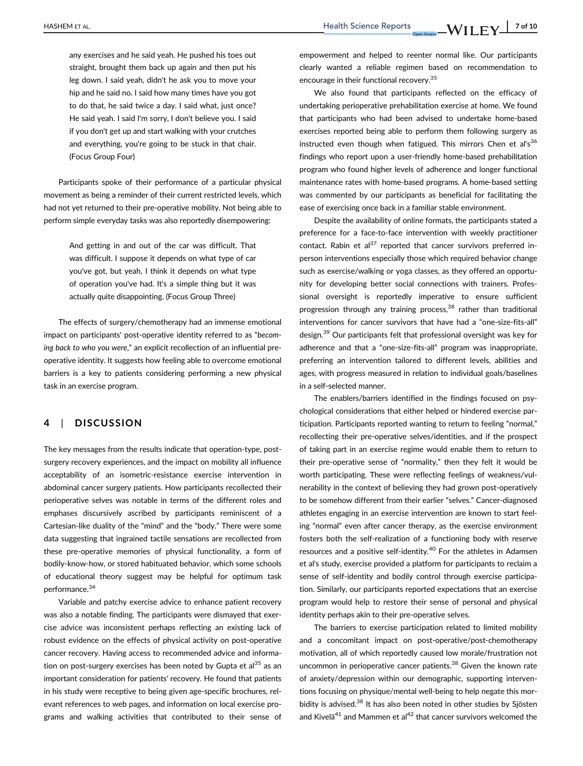any exercises and he said yeah. He pushed his toes out straight, brought them back up again and then put his leg down. I said yeah, didn't he ask you to move your hip and he said no. I said how many times have you got to do that, he said twice a day. I said what, just once? He said yeah. I said I'm sorry, I don't believe you. I said if you don't get up and start walking with your crutches and everything, you're going to be stuck in that chair. (Focus Group Four)

Participants spoke of their performance of a particular physical movement as being a reminder of their current restricted levels, which had not yet returned to their pre-operative mobility. Not being able to perform simple everyday tasks was also reportedly disempowering:

> And getting in and out of the car was difficult. That was difficult. I suppose it depends on what type of car you've got, but yeah, I think it depends on what type of operation you've had. It's a simple thing but it was actually quite disappointing. (Focus Group Three)

The effects of surgery/chemotherapy had an immense emotional impact on participants' post-operative identity referred to as "*becoming back to who you were*," an explicit recollection of an influential pre-operative identity. It suggests how feeling able to overcome emotional barriers is a key to patients considering performing a new physical task in an exercise program.

## 4 | DISCUSSION

The key messages from the results indicate that operation-type, post-surgery recovery experiences, and the impact on mobility all influence acceptability of an isometric-resistance exercise intervention in abdominal cancer surgery patients. How participants recollected their perioperative selves was notable in terms of the different roles and emphases discursively ascribed by participants reminiscent of a Cartesian-like duality of the "mind" and the "body." There were some data suggesting that ingrained tactile sensations are recollected from these pre-operative memories of physical functionality, a form of bodily-know-how, or stored habituated behavior, which some schools of educational theory suggest may be helpful for optimum task performance.[34]

Variable and patchy exercise advice to enhance patient recovery was also a notable finding. The participants were dismayed that exercise advice was inconsistent perhaps reflecting an existing lack of robust evidence on the effects of physical activity on post-operative cancer recovery. Having access to recommended advice and information on post-surgery exercises has been noted by Gupta et al[35] as an important consideration for patients' recovery. He found that patients in his study were receptive to being given age-specific brochures, relevant references to web pages, and information on local exercise programs and walking activities that contributed to their sense of empowerment and helped to reenter normal like. Our participants clearly wanted a reliable regimen based on recommendation to encourage in their functional recovery.[35]

We also found that participants reflected on the efficacy of undertaking perioperative prehabilitation exercise at home. We found that participants who had been advised to undertake home-based exercises reported being able to perform them following surgery as instructed even though when fatigued. This mirrors Chen et al's[36] findings who report upon a user-friendly home-based prehabilitation program who found higher levels of adherence and longer functional maintenance rates with home-based programs. A home-based setting was commented by our participants as beneficial for facilitating the ease of exercising once back in a familiar stable environment.

Despite the availability of online formats, the participants stated a preference for a face-to-face intervention with weekly practitioner contact. Rabin et al[37] reported that cancer survivors preferred in-person interventions especially those which required behavior change such as exercise/walking or yoga classes, as they offered an opportunity for developing better social connections with trainers. Professional oversight is reportedly imperative to ensure sufficient progression through any training process,[38] rather than traditional interventions for cancer survivors that have had a "one-size-fits-all" design.[39] Our participants felt that professional oversight was key for adherence and that a "one-size-fits-all" program was inappropriate, preferring an intervention tailored to different levels, abilities and ages, with progress measured in relation to individual goals/baselines in a self-selected manner.

The enablers/barriers identified in the findings focused on psychological considerations that either helped or hindered exercise participation. Participants reported wanting to return to feeling "normal," recollecting their pre-operative selves/identities, and if the prospect of taking part in an exercise regime would enable them to return to their pre-operative sense of "normality," then they felt it would be worth participating. These were reflecting feelings of weakness/vulnerability in the context of believing they had grown post-operatively to be somehow different from their earlier "selves." Cancer-diagnosed athletes engaging in an exercise intervention are known to start feeling "normal" even after cancer therapy, as the exercise environment fosters both the self-realization of a functioning body with reserve resources and a positive self-identity.[40] For the athletes in Adamsen et al's study, exercise provided a platform for participants to reclaim a sense of self-identity and bodily control through exercise participation. Similarly, our participants reported expectations that an exercise program would help to restore their sense of personal and physical identity perhaps akin to their pre-operative selves.

The barriers to exercise participation related to limited mobility and a concomitant impact on post-operative/post-chemotherapy motivation, all of which reportedly caused low morale/frustration not uncommon in perioperative cancer patients.[38] Given the known rate of anxiety/depression within our demographic, supporting interventions focusing on physique/mental well-being to help negate this morbidity is advised.[38] It has also been noted in other studies by Sjösten and Kivelä[41] and Mammen et al[42] that cancer survivors welcomed the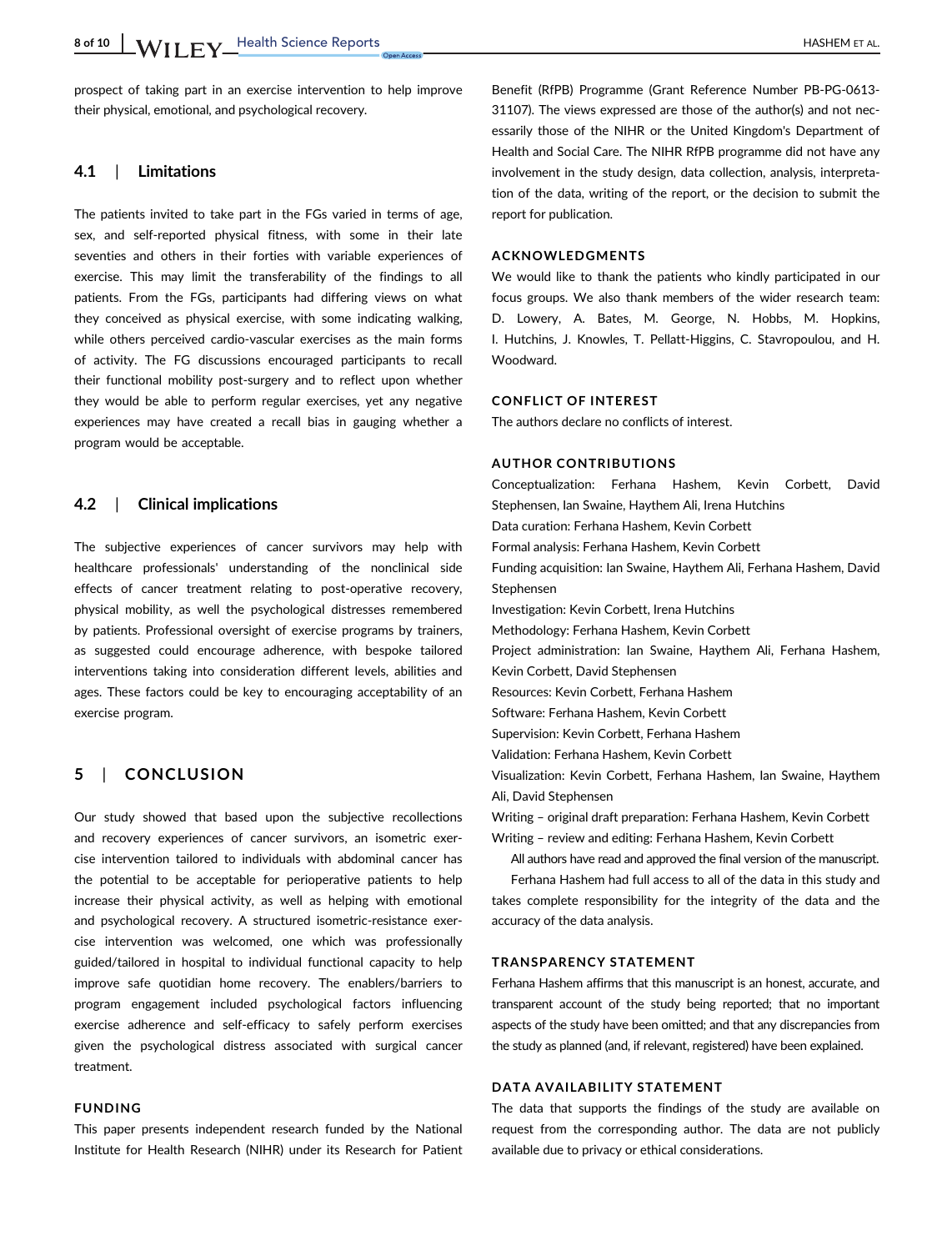prospect of taking part in an exercise intervention to help improve their physical, emotional, and psychological recovery.

### 4.1 | Limitations

The patients invited to take part in the FGs varied in terms of age, sex, and self-reported physical fitness, with some in their late seventies and others in their forties with variable experiences of exercise. This may limit the transferability of the findings to all patients. From the FGs, participants had differing views on what they conceived as physical exercise, with some indicating walking, while others perceived cardio-vascular exercises as the main forms of activity. The FG discussions encouraged participants to recall their functional mobility post-surgery and to reflect upon whether they would be able to perform regular exercises, yet any negative experiences may have created a recall bias in gauging whether a program would be acceptable.

### 4.2 | Clinical implications

The subjective experiences of cancer survivors may help with healthcare professionals' understanding of the nonclinical side effects of cancer treatment relating to post-operative recovery, physical mobility, as well the psychological distresses remembered by patients. Professional oversight of exercise programs by trainers, as suggested could encourage adherence, with bespoke tailored interventions taking into consideration different levels, abilities and ages. These factors could be key to encouraging acceptability of an exercise program.

## 5 | CONCLUSION

Our study showed that based upon the subjective recollections and recovery experiences of cancer survivors, an isometric exercise intervention tailored to individuals with abdominal cancer has the potential to be acceptable for perioperative patients to help increase their physical activity, as well as helping with emotional and psychological recovery. A structured isometric-resistance exercise intervention was welcomed, one which was professionally guided/tailored in hospital to individual functional capacity to help improve safe quotidian home recovery. The enablers/barriers to program engagement included psychological factors influencing exercise adherence and self-efficacy to safely perform exercises given the psychological distress associated with surgical cancer treatment.

#### FUNDING

This paper presents independent research funded by the National Institute for Health Research (NIHR) under its Research for Patient Benefit (RfPB) Programme (Grant Reference Number PB-PG-0613-31107). The views expressed are those of the author(s) and not necessarily those of the NIHR or the United Kingdom's Department of Health and Social Care. The NIHR RfPB programme did not have any involvement in the study design, data collection, analysis, interpretation of the data, writing of the report, or the decision to submit the report for publication.

#### ACKNOWLEDGMENTS

We would like to thank the patients who kindly participated in our focus groups. We also thank members of the wider research team: D. Lowery, A. Bates, M. George, N. Hobbs, M. Hopkins, I. Hutchins, J. Knowles, T. Pellatt-Higgins, C. Stavropoulou, and H. Woodward.

#### CONFLICT OF INTEREST

The authors declare no conflicts of interest.

#### AUTHOR CONTRIBUTIONS

Conceptualization: Ferhana Hashem, Kevin Corbett, David Stephensen, Ian Swaine, Haythem Ali, Irena Hutchins
Data curation: Ferhana Hashem, Kevin Corbett
Formal analysis: Ferhana Hashem, Kevin Corbett
Funding acquisition: Ian Swaine, Haythem Ali, Ferhana Hashem, David Stephensen
Investigation: Kevin Corbett, Irena Hutchins
Methodology: Ferhana Hashem, Kevin Corbett
Project administration: Ian Swaine, Haythem Ali, Ferhana Hashem, Kevin Corbett, David Stephensen
Resources: Kevin Corbett, Ferhana Hashem
Software: Ferhana Hashem, Kevin Corbett
Supervision: Kevin Corbett, Ferhana Hashem
Validation: Ferhana Hashem, Kevin Corbett
Visualization: Kevin Corbett, Ferhana Hashem, Ian Swaine, Haythem Ali, David Stephensen
Writing – original draft preparation: Ferhana Hashem, Kevin Corbett
Writing – review and editing: Ferhana Hashem, Kevin Corbett

All authors have read and approved the final version of the manuscript.

Ferhana Hashem had full access to all of the data in this study and takes complete responsibility for the integrity of the data and the accuracy of the data analysis.

#### TRANSPARENCY STATEMENT

Ferhana Hashem affirms that this manuscript is an honest, accurate, and transparent account of the study being reported; that no important aspects of the study have been omitted; and that any discrepancies from the study as planned (and, if relevant, registered) have been explained.

#### DATA AVAILABILITY STATEMENT

The data that supports the findings of the study are available on request from the corresponding author. The data are not publicly available due to privacy or ethical considerations.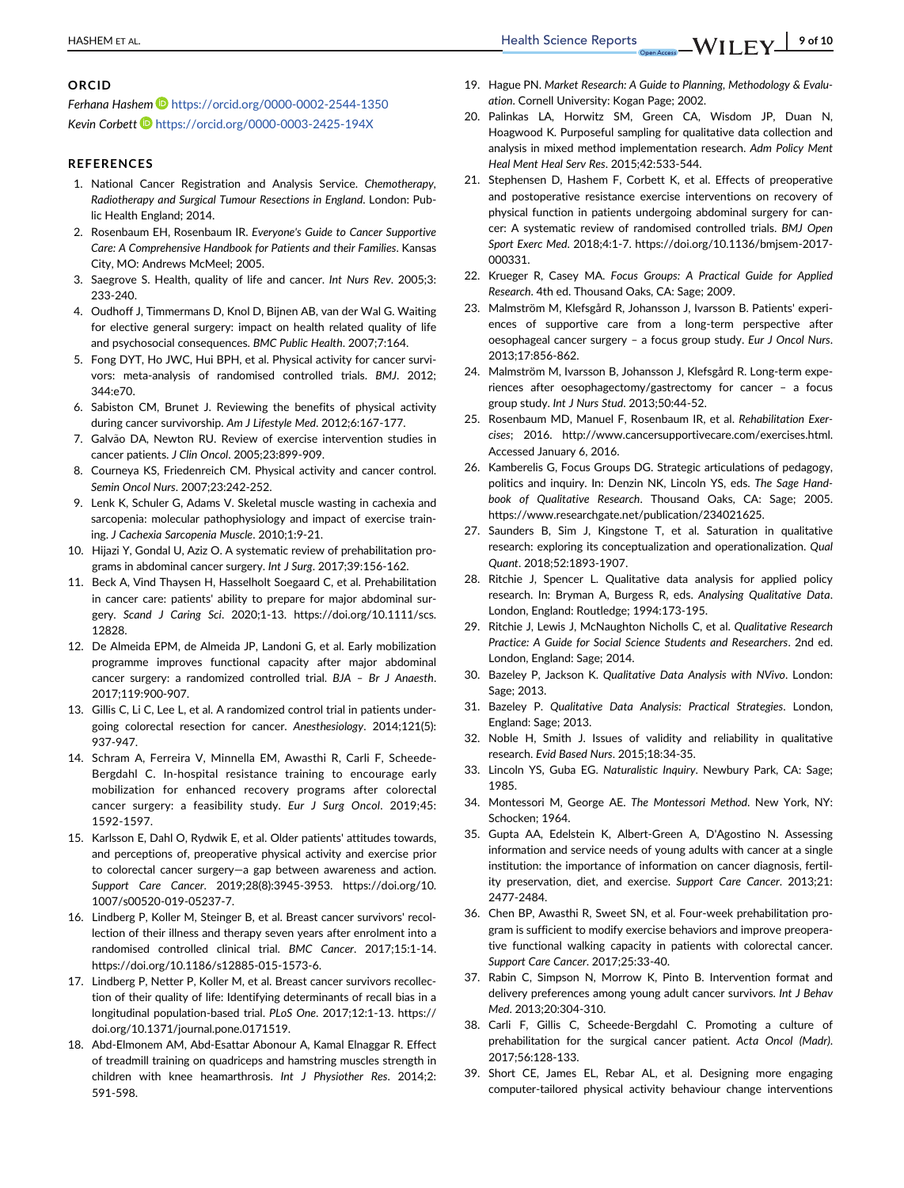## ORCID

*Ferhana Hashem* https://orcid.org/0000-0002-2544-1350

*Kevin Corbett* https://orcid.org/0000-0003-2425-194X

## REFERENCES

1. National Cancer Registration and Analysis Service. *Chemotherapy, Radiotherapy and Surgical Tumour Resections in England*. London: Public Health England; 2014.
2. Rosenbaum EH, Rosenbaum IR. *Everyone's Guide to Cancer Supportive Care: A Comprehensive Handbook for Patients and their Families*. Kansas City, MO: Andrews McMeel; 2005.
3. Saegrove S. Health, quality of life and cancer. *Int Nurs Rev*. 2005;3:233-240.
4. Oudhoff J, Timmermans D, Knol D, Bijnen AB, van der Wal G. Waiting for elective general surgery: impact on health related quality of life and psychosocial consequences. *BMC Public Health*. 2007;7:164.
5. Fong DYT, Ho JWC, Hui BPH, et al. Physical activity for cancer survivors: meta-analysis of randomised controlled trials. *BMJ*. 2012; 344:e70.
6. Sabiston CM, Brunet J. Reviewing the benefits of physical activity during cancer survivorship. *Am J Lifestyle Med*. 2012;6:167-177.
7. Galvão DA, Newton RU. Review of exercise intervention studies in cancer patients. *J Clin Oncol*. 2005;23:899-909.
8. Courneya KS, Friedenreich CM. Physical activity and cancer control. *Semin Oncol Nurs*. 2007;23:242-252.
9. Lenk K, Schuler G, Adams V. Skeletal muscle wasting in cachexia and sarcopenia: molecular pathophysiology and impact of exercise training. *J Cachexia Sarcopenia Muscle*. 2010;1:9-21.
10. Hijazi Y, Gondal U, Aziz O. A systematic review of prehabilitation programs in abdominal cancer surgery. *Int J Surg*. 2017;39:156-162.
11. Beck A, Vind Thaysen H, Hasselholt Soegaard C, et al. Prehabilitation in cancer care: patients' ability to prepare for major abdominal surgery. *Scand J Caring Sci*. 2020;1-13. https://doi.org/10.1111/scs.12828.
12. De Almeida EPM, de Almeida JP, Landoni G, et al. Early mobilization programme improves functional capacity after major abdominal cancer surgery: a randomized controlled trial. *BJA – Br J Anaesth*. 2017;119:900-907.
13. Gillis C, Li C, Lee L, et al. A randomized control trial in patients undergoing colorectal resection for cancer. *Anesthesiology*. 2014;121(5): 937-947.
14. Schram A, Ferreira V, Minnella EM, Awasthi R, Carli F, Scheede-Bergdahl C. In-hospital resistance training to encourage early mobilization for enhanced recovery programs after colorectal cancer surgery: a feasibility study. *Eur J Surg Oncol*. 2019;45: 1592-1597.
15. Karlsson E, Dahl O, Rydwik E, et al. Older patients' attitudes towards, and perceptions of, preoperative physical activity and exercise prior to colorectal cancer surgery—a gap between awareness and action. *Support Care Cancer*. 2019;28(8):3945-3953. https://doi.org/10.1007/s00520-019-05237-7.
16. Lindberg P, Koller M, Steinger B, et al. Breast cancer survivors' recollection of their illness and therapy seven years after enrolment into a randomised controlled clinical trial. *BMC Cancer*. 2017;15:1-14. https://doi.org/10.1186/s12885-015-1573-6.
17. Lindberg P, Netter P, Koller M, et al. Breast cancer survivors recollection of their quality of life: Identifying determinants of recall bias in a longitudinal population-based trial. *PLoS One*. 2017;12:1-13. https://doi.org/10.1371/journal.pone.0171519.
18. Abd-Elmonem AM, Abd-Esattar Abonour A, Kamal Elnaggar R. Effect of treadmill training on quadriceps and hamstring muscles strength in children with knee heamarthrosis. *Int J Physiother Res*. 2014;2: 591-598.
19. Hague PN. *Market Research: A Guide to Planning, Methodology & Evaluation*. Cornell University: Kogan Page; 2002.
20. Palinkas LA, Horwitz SM, Green CA, Wisdom JP, Duan N, Hoagwood K. Purposeful sampling for qualitative data collection and analysis in mixed method implementation research. *Adm Policy Ment Heal Ment Heal Serv Res*. 2015;42:533-544.
21. Stephensen D, Hashem F, Corbett K, et al. Effects of preoperative and postoperative resistance exercise interventions on recovery of physical function in patients undergoing abdominal surgery for cancer: A systematic review of randomised controlled trials. *BMJ Open Sport Exerc Med*. 2018;4:1-7. https://doi.org/10.1136/bmjsem-2017-000331.
22. Krueger R, Casey MA. *Focus Groups: A Practical Guide for Applied Research*. 4th ed. Thousand Oaks, CA: Sage; 2009.
23. Malmström M, Klefsgård R, Johansson J, Ivarsson B. Patients' experiences of supportive care from a long-term perspective after oesophageal cancer surgery – a focus group study. *Eur J Oncol Nurs*. 2013;17:856-862.
24. Malmström M, Ivarsson B, Johansson J, Klefsgård R. Long-term experiences after oesophagectomy/gastrectomy for cancer – a focus group study. *Int J Nurs Stud*. 2013;50:44-52.
25. Rosenbaum MD, Manuel F, Rosenbaum IR, et al. *Rehabilitation Exercises*; 2016. http://www.cancersupportivecare.com/exercises.html. Accessed January 6, 2016.
26. Kamberelis G, Focus Groups DG. Strategic articulations of pedagogy, politics and inquiry. In: Denzin NK, Lincoln YS, eds. *The Sage Handbook of Qualitative Research*. Thousand Oaks, CA: Sage; 2005. https://www.researchgate.net/publication/234021625.
27. Saunders B, Sim J, Kingstone T, et al. Saturation in qualitative research: exploring its conceptualization and operationalization. *Qual Quant*. 2018;52:1893-1907.
28. Ritchie J, Spencer L. Qualitative data analysis for applied policy research. In: Bryman A, Burgess R, eds. *Analysing Qualitative Data*. London, England: Routledge; 1994:173-195.
29. Ritchie J, Lewis J, McNaughton Nicholls C, et al. *Qualitative Research Practice: A Guide for Social Science Students and Researchers*. 2nd ed. London, England: Sage; 2014.
30. Bazeley P, Jackson K. *Qualitative Data Analysis with NVivo*. London: Sage; 2013.
31. Bazeley P. *Qualitative Data Analysis: Practical Strategies*. London, England: Sage; 2013.
32. Noble H, Smith J. Issues of validity and reliability in qualitative research. *Evid Based Nurs*. 2015;18:34-35.
33. Lincoln YS, Guba EG. *Naturalistic Inquiry*. Newbury Park, CA: Sage; 1985.
34. Montessori M, George AE. *The Montessori Method*. New York, NY: Schocken; 1964.
35. Gupta AA, Edelstein K, Albert-Green A, D'Agostino N. Assessing information and service needs of young adults with cancer at a single institution: the importance of information on cancer diagnosis, fertility preservation, diet, and exercise. *Support Care Cancer*. 2013;21: 2477-2484.
36. Chen BP, Awasthi R, Sweet SN, et al. Four-week prehabilitation program is sufficient to modify exercise behaviors and improve preoperative functional walking capacity in patients with colorectal cancer. *Support Care Cancer*. 2017;25:33-40.
37. Rabin C, Simpson N, Morrow K, Pinto B. Intervention format and delivery preferences among young adult cancer survivors. *Int J Behav Med*. 2013;20:304-310.
38. Carli F, Gillis C, Scheede-Bergdahl C. Promoting a culture of prehabilitation for the surgical cancer patient. *Acta Oncol (Madr)*. 2017;56:128-133.
39. Short CE, James EL, Rebar AL, et al. Designing more engaging computer-tailored physical activity behaviour change interventions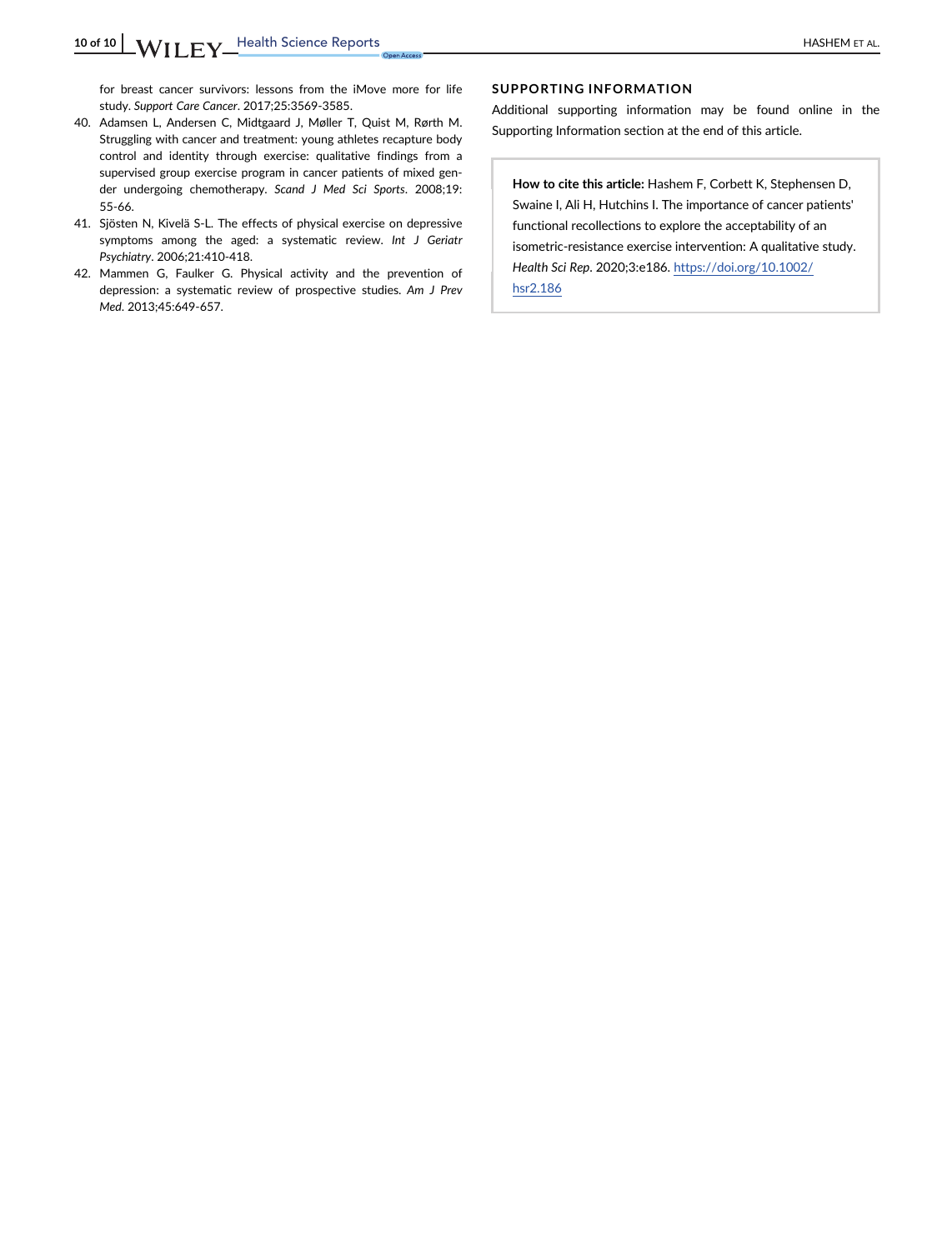for breast cancer survivors: lessons from the iMove more for life study. *Support Care Cancer*. 2017;25:3569-3585.

40. Adamsen L, Andersen C, Midtgaard J, Møller T, Quist M, Rørth M. Struggling with cancer and treatment: young athletes recapture body control and identity through exercise: qualitative findings from a supervised group exercise program in cancer patients of mixed gender undergoing chemotherapy. *Scand J Med Sci Sports*. 2008;19:55-66.
41. Sjösten N, Kivelä S-L. The effects of physical exercise on depressive symptoms among the aged: a systematic review. *Int J Geriatr Psychiatry*. 2006;21:410-418.
42. Mammen G, Faulker G. Physical activity and the prevention of depression: a systematic review of prospective studies. *Am J Prev Med*. 2013;45:649-657.

## SUPPORTING INFORMATION

Additional supporting information may be found online in the Supporting Information section at the end of this article.

**How to cite this article:** Hashem F, Corbett K, Stephensen D, Swaine I, Ali H, Hutchins I. The importance of cancer patients' functional recollections to explore the acceptability of an isometric-resistance exercise intervention: A qualitative study. *Health Sci Rep*. 2020;3:e186. https://doi.org/10.1002/hsr2.186